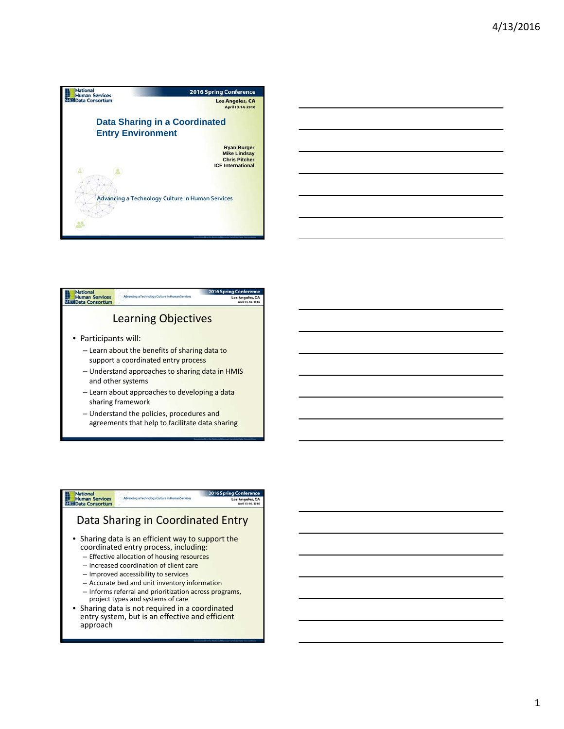# Data Sharing in a Coordinated Entry Environment

Ryan Burger
Mike Lindsay
Chris Pitcher
ICF International

Advancing a Technology Culture in Human Services

National Human Services Data Consortium — 2016 Spring Conference, Los Angeles, CA, April 13-14, 2016

## Learning Objectives

- Participants will:
  - Learn about the benefits of sharing data to support a coordinated entry process
  - Understand approaches to sharing data in HMIS and other systems
  - Learn about approaches to developing a data sharing framework
  - Understand the policies, procedures and agreements that help to facilitate data sharing

## Data Sharing in Coordinated Entry

- Sharing data is an efficient way to support the coordinated entry process, including:
  - Effective allocation of housing resources
  - Increased coordination of client care
  - Improved accessibility to services
  - Accurate bed and unit inventory information
  - Informs referral and prioritization across programs, project types and systems of care
- Sharing data is not required in a coordinated entry system, but is an effective and efficient approach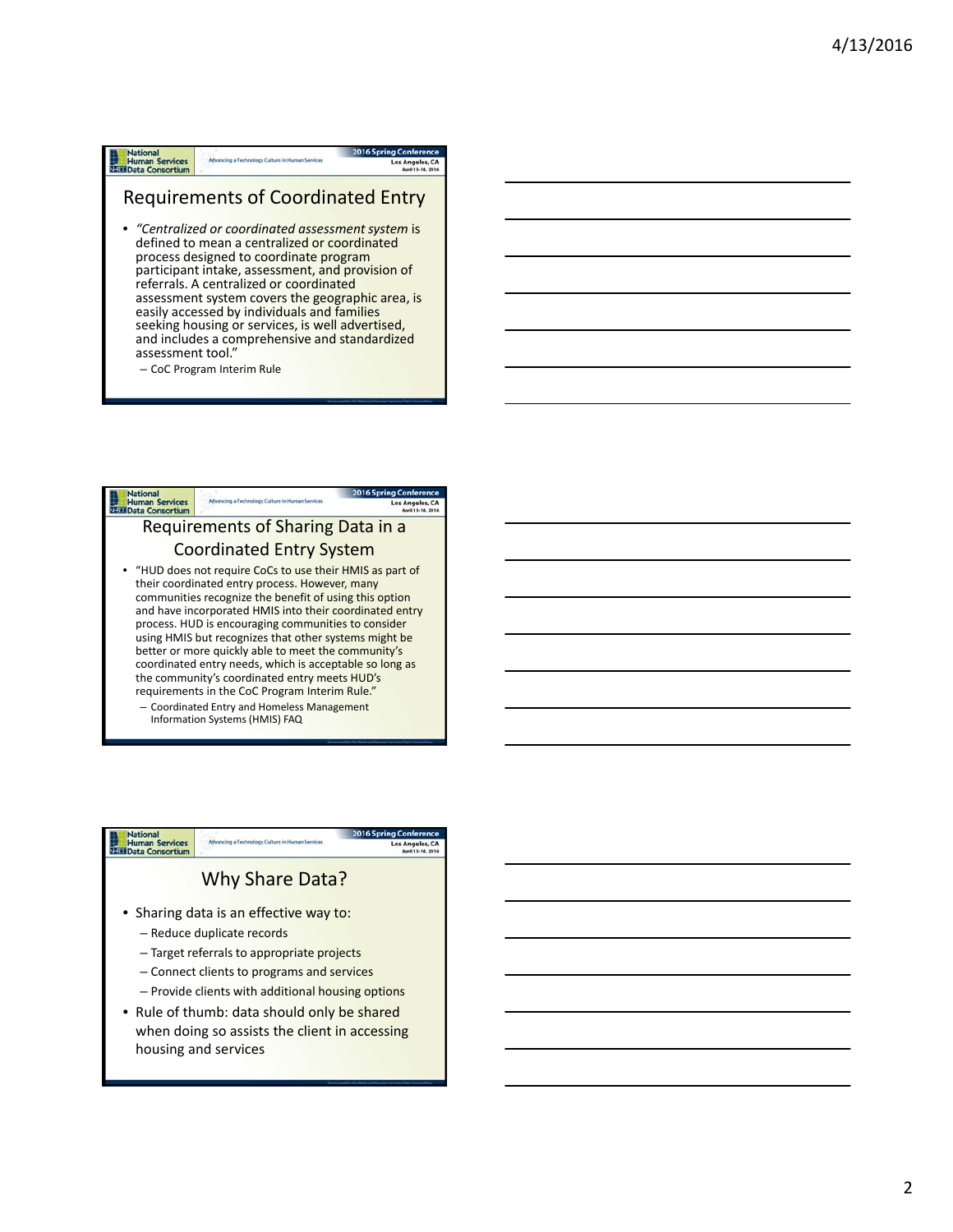## Requirements of Coordinated Entry

- *"Centralized or coordinated assessment system* is defined to mean a centralized or coordinated process designed to coordinate program participant intake, assessment, and provision of referrals. A centralized or coordinated assessment system covers the geographic area, is easily accessed by individuals and families seeking housing or services, is well advertised, and includes a comprehensive and standardized assessment tool."
  - CoC Program Interim Rule

## Requirements of Sharing Data in a Coordinated Entry System

- "HUD does not require CoCs to use their HMIS as part of their coordinated entry process. However, many communities recognize the benefit of using this option and have incorporated HMIS into their coordinated entry process. HUD is encouraging communities to consider using HMIS but recognizes that other systems might be better or more quickly able to meet the community's coordinated entry needs, which is acceptable so long as the community's coordinated entry meets HUD's requirements in the CoC Program Interim Rule."
  - Coordinated Entry and Homeless Management Information Systems (HMIS) FAQ

## Why Share Data?

- Sharing data is an effective way to:
  - Reduce duplicate records
  - Target referrals to appropriate projects
  - Connect clients to programs and services
  - Provide clients with additional housing options
- Rule of thumb: data should only be shared when doing so assists the client in accessing housing and services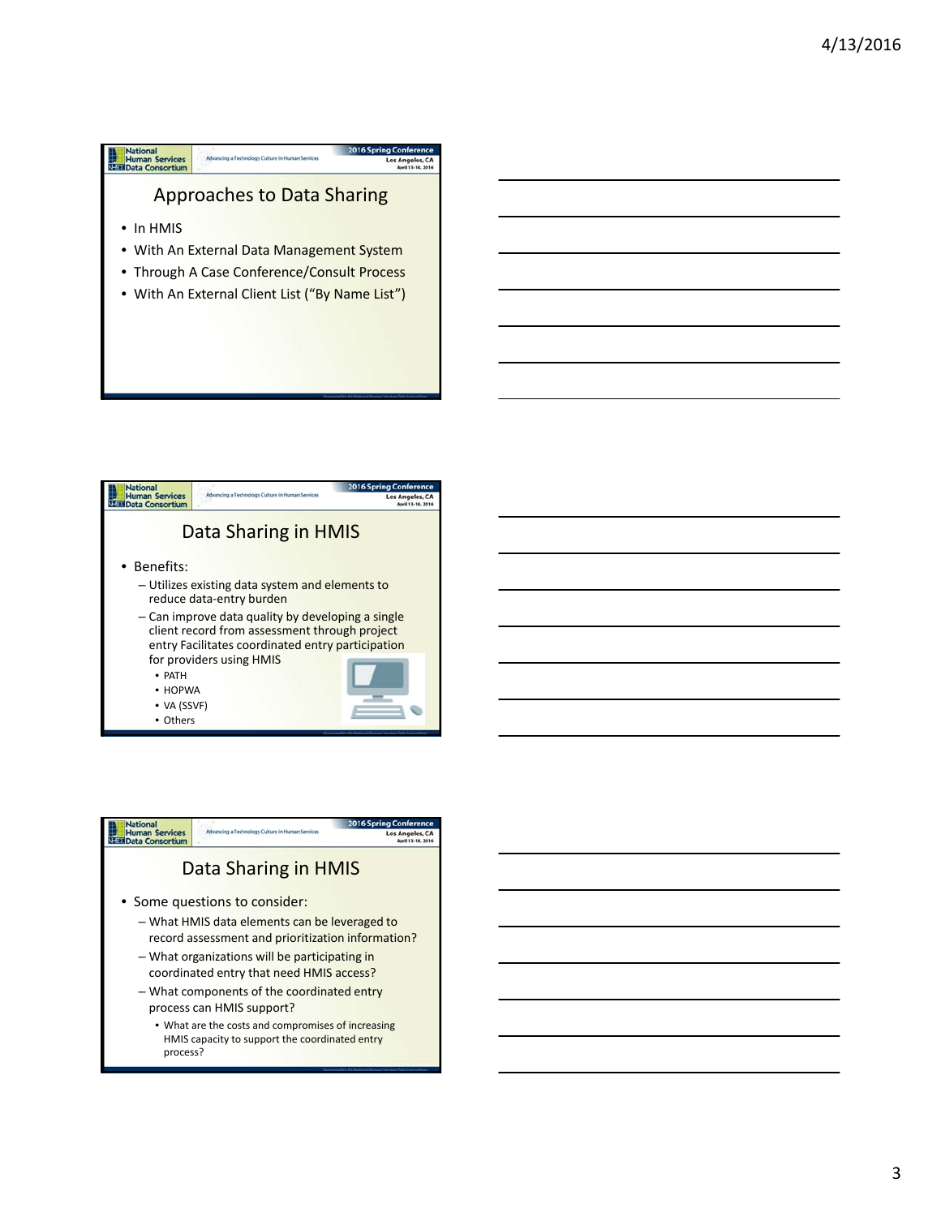## Approaches to Data Sharing

- In HMIS
- With An External Data Management System
- Through A Case Conference/Consult Process
- With An External Client List ("By Name List")

## Data Sharing in HMIS

- Benefits:
  - Utilizes existing data system and elements to reduce data-entry burden
  - Can improve data quality by developing a single client record from assessment through project entry Facilitates coordinated entry participation for providers using HMIS
    - PATH
    - HOPWA
    - VA (SSVF)
    - Others

## Data Sharing in HMIS

- Some questions to consider:
  - What HMIS data elements can be leveraged to record assessment and prioritization information?
  - What organizations will be participating in coordinated entry that need HMIS access?
  - What components of the coordinated entry process can HMIS support?
    - What are the costs and compromises of increasing HMIS capacity to support the coordinated entry process?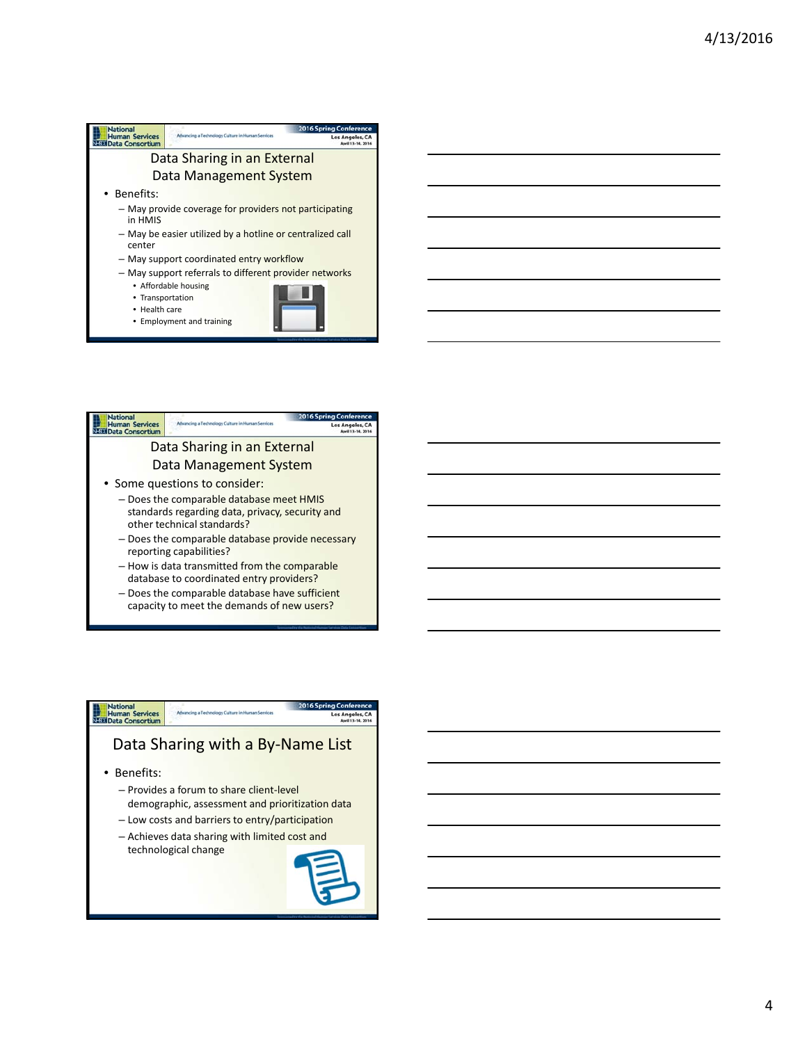## Data Sharing in an External Data Management System

- Benefits:
  - May provide coverage for providers not participating in HMIS
  - May be easier utilized by a hotline or centralized call center
  - May support coordinated entry workflow
  - May support referrals to different provider networks
    - Affordable housing
    - Transportation
    - Health care
    - Employment and training

## Data Sharing in an External Data Management System

- Some questions to consider:
  - Does the comparable database meet HMIS standards regarding data, privacy, security and other technical standards?
  - Does the comparable database provide necessary reporting capabilities?
  - How is data transmitted from the comparable database to coordinated entry providers?
  - Does the comparable database have sufficient capacity to meet the demands of new users?

## Data Sharing with a By-Name List

- Benefits:
  - Provides a forum to share client-level demographic, assessment and prioritization data
  - Low costs and barriers to entry/participation
  - Achieves data sharing with limited cost and technological change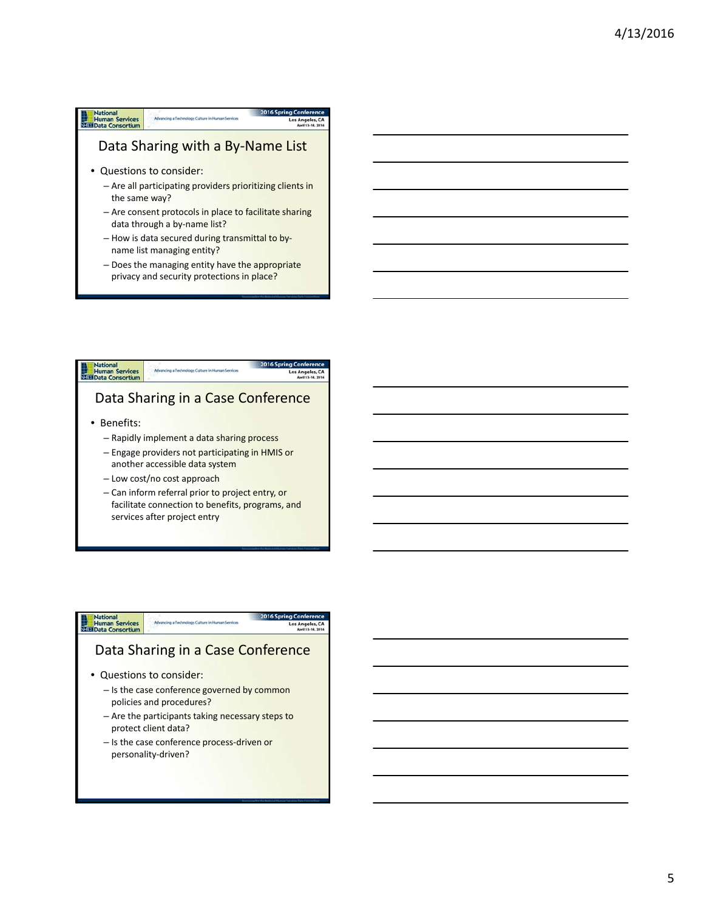## Data Sharing with a By-Name List

- Questions to consider:
  - Are all participating providers prioritizing clients in the same way?
  - Are consent protocols in place to facilitate sharing data through a by-name list?
  - How is data secured during transmittal to by-name list managing entity?
  - Does the managing entity have the appropriate privacy and security protections in place?

## Data Sharing in a Case Conference

- Benefits:
  - Rapidly implement a data sharing process
  - Engage providers not participating in HMIS or another accessible data system
  - Low cost/no cost approach
  - Can inform referral prior to project entry, or facilitate connection to benefits, programs, and services after project entry

## Data Sharing in a Case Conference

- Questions to consider:
  - Is the case conference governed by common policies and procedures?
  - Are the participants taking necessary steps to protect client data?
  - Is the case conference process-driven or personality-driven?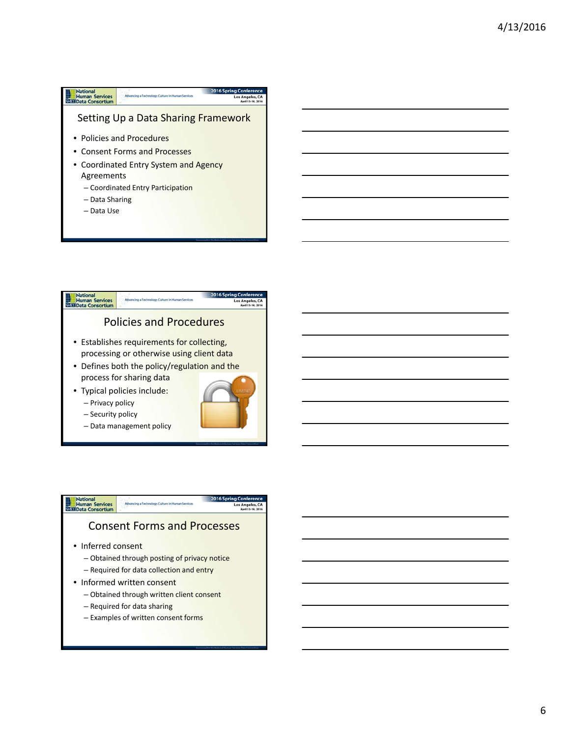## Setting Up a Data Sharing Framework

- Policies and Procedures
- Consent Forms and Processes
- Coordinated Entry System and Agency Agreements
  - Coordinated Entry Participation
  - Data Sharing
  - Data Use

## Policies and Procedures

- Establishes requirements for collecting, processing or otherwise using client data
- Defines both the policy/regulation and the process for sharing data
- Typical policies include:
  - Privacy policy
  - Security policy
  - Data management policy

## Consent Forms and Processes

- Inferred consent
  - Obtained through posting of privacy notice
  - Required for data collection and entry
- Informed written consent
  - Obtained through written client consent
  - Required for data sharing
  - Examples of written consent forms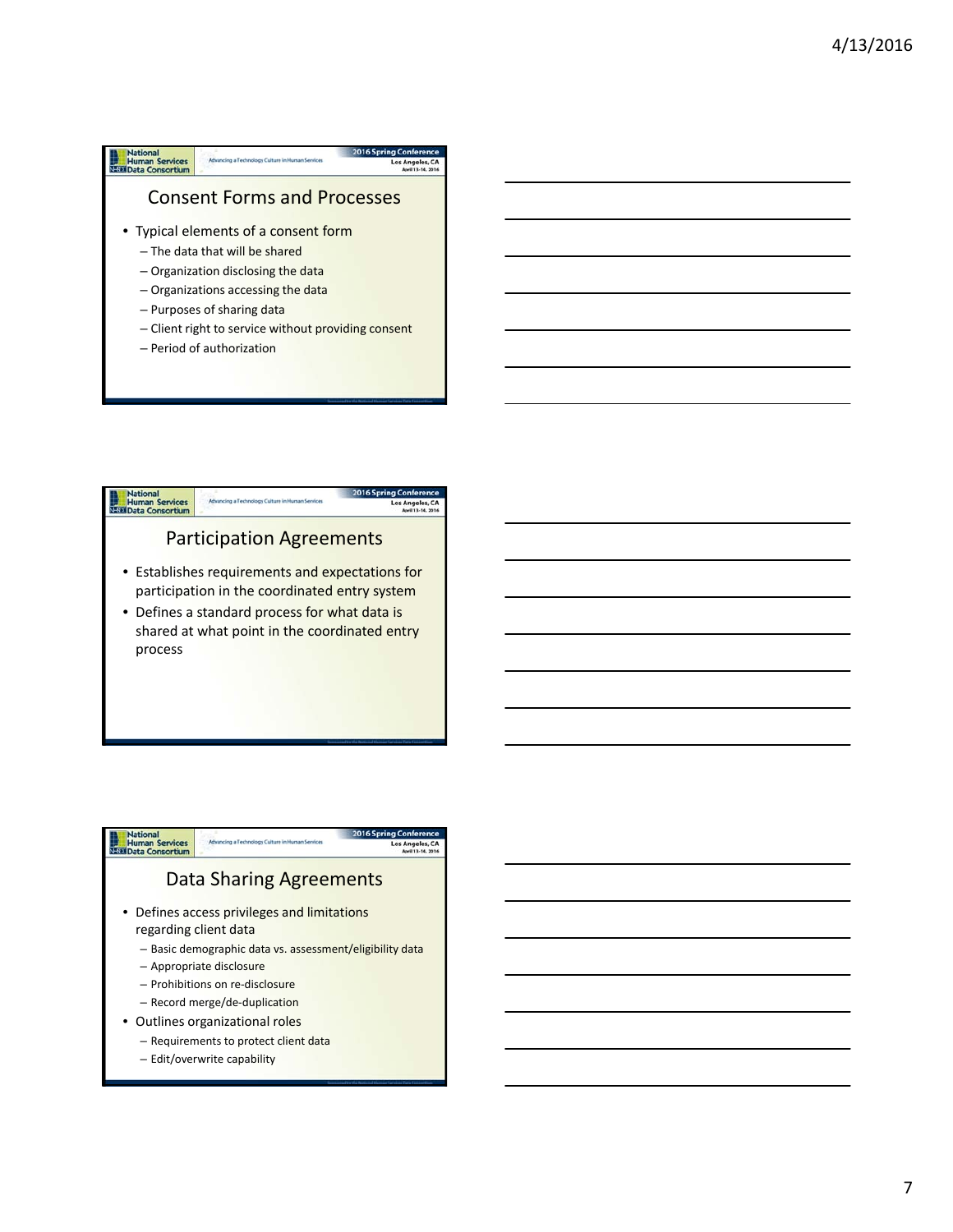## Consent Forms and Processes

- Typical elements of a consent form
  - The data that will be shared
  - Organization disclosing the data
  - Organizations accessing the data
  - Purposes of sharing data
  - Client right to service without providing consent
  - Period of authorization

## Participation Agreements

- Establishes requirements and expectations for participation in the coordinated entry system
- Defines a standard process for what data is shared at what point in the coordinated entry process

## Data Sharing Agreements

- Defines access privileges and limitations regarding client data
  - Basic demographic data vs. assessment/eligibility data
  - Appropriate disclosure
  - Prohibitions on re-disclosure
  - Record merge/de-duplication
- Outlines organizational roles
  - Requirements to protect client data
  - Edit/overwrite capability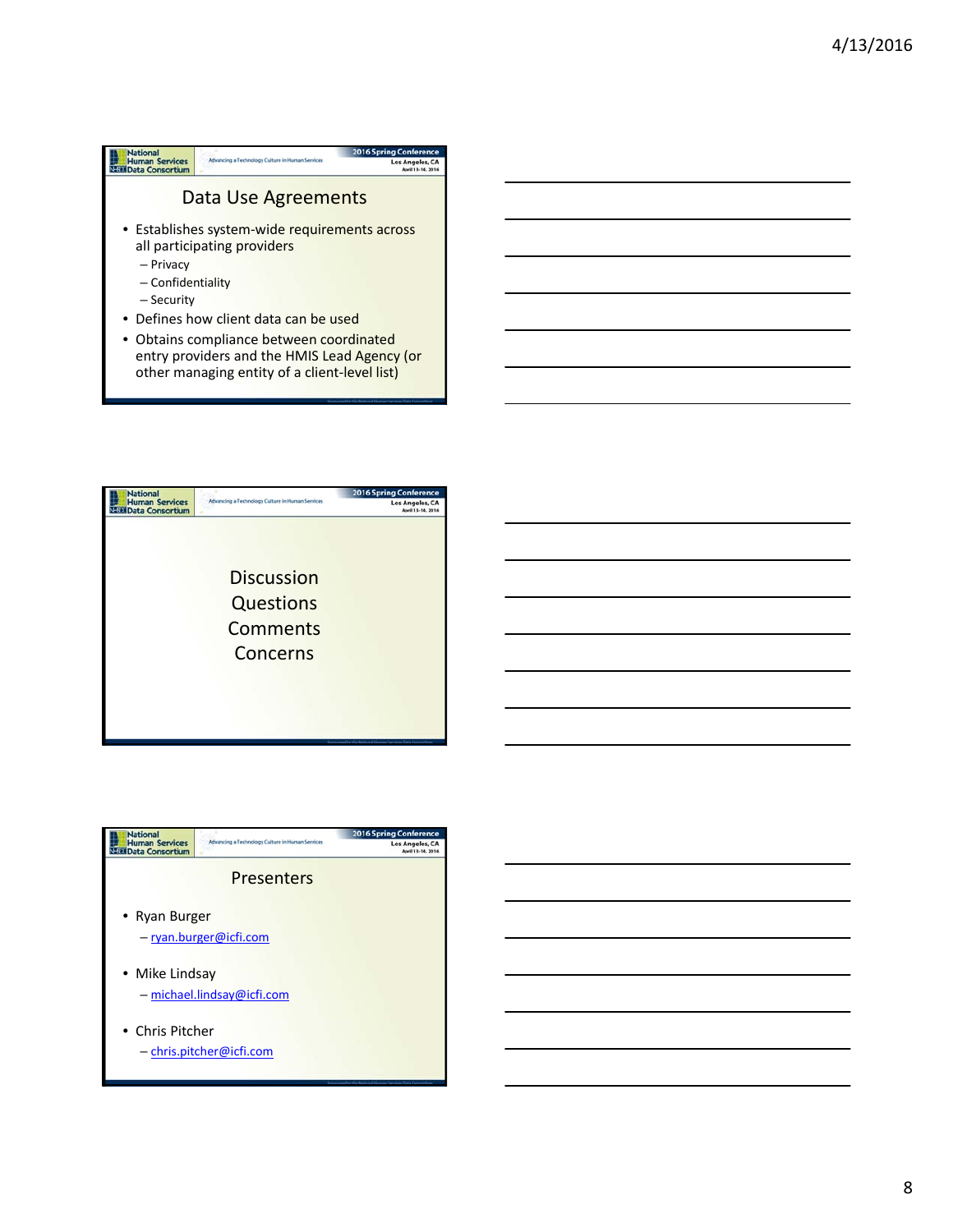## Data Use Agreements

- Establishes system-wide requirements across all participating providers
  - Privacy
  - Confidentiality
  - Security
- Defines how client data can be used
- Obtains compliance between coordinated entry providers and the HMIS Lead Agency (or other managing entity of a client-level list)

## Discussion
## Questions
## Comments
## Concerns

## Presenters

- Ryan Burger
  - ryan.burger@icfi.com
- Mike Lindsay
  - michael.lindsay@icfi.com
- Chris Pitcher
  - chris.pitcher@icfi.com